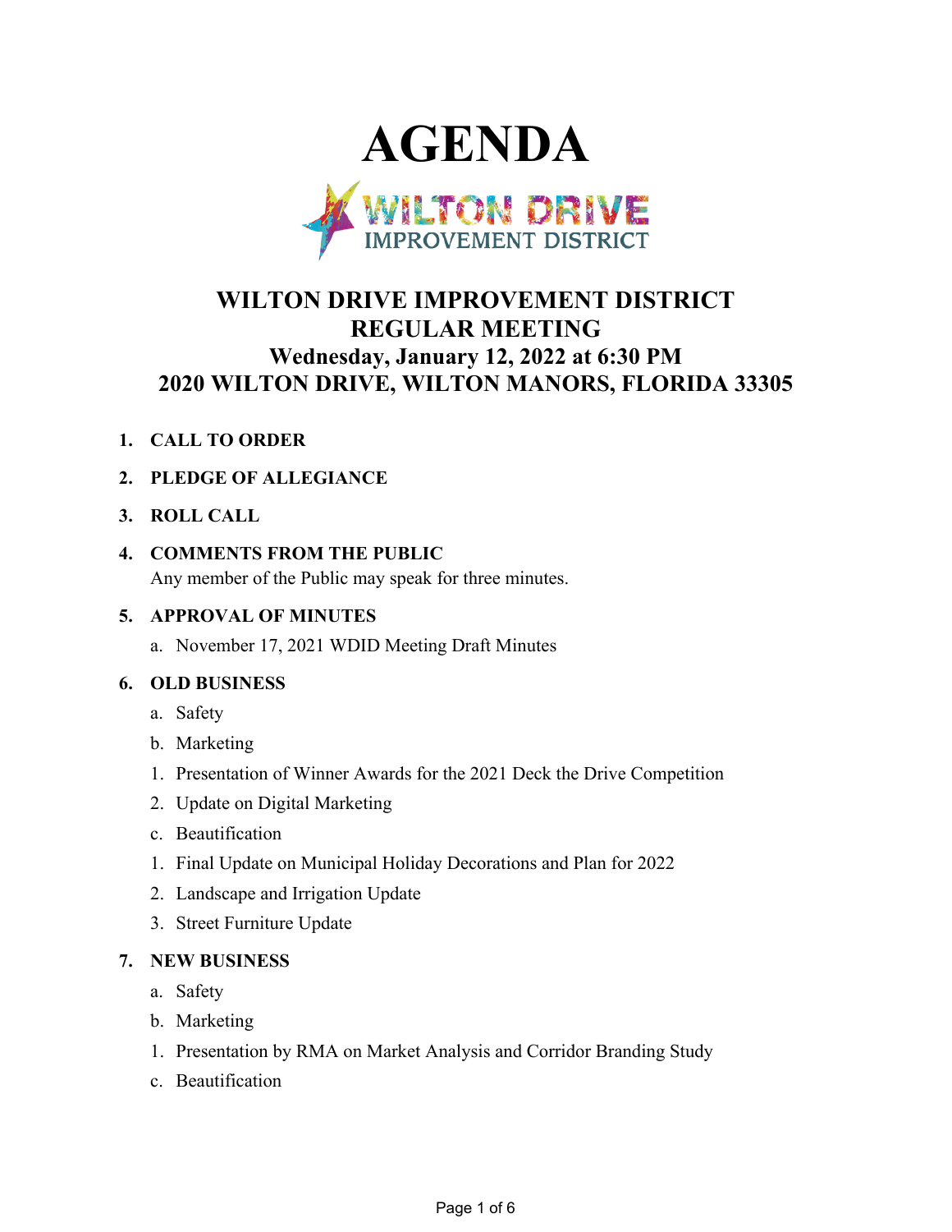# AGENDA

WILTON DRIVE IMPROVEMENT DISTRICT

## WILTON DRIVE IMPROVEMENT DISTRICT
## REGULAR MEETING
### Wednesday, January 12, 2022 at 6:30 PM
### 2020 WILTON DRIVE, WILTON MANORS, FLORIDA 33305

1. **CALL TO ORDER**
2. **PLEDGE OF ALLEGIANCE**
3. **ROLL CALL**
4. **COMMENTS FROM THE PUBLIC**
   Any member of the Public may speak for three minutes.
5. **APPROVAL OF MINUTES**
   a. November 17, 2021 WDID Meeting Draft Minutes
6. **OLD BUSINESS**
   a. Safety
   b. Marketing
   1. Presentation of Winner Awards for the 2021 Deck the Drive Competition
   2. Update on Digital Marketing
   c. Beautification
   1. Final Update on Municipal Holiday Decorations and Plan for 2022
   2. Landscape and Irrigation Update
   3. Street Furniture Update
7. **NEW BUSINESS**
   a. Safety
   b. Marketing
   1. Presentation by RMA on Market Analysis and Corridor Branding Study
   c. Beautification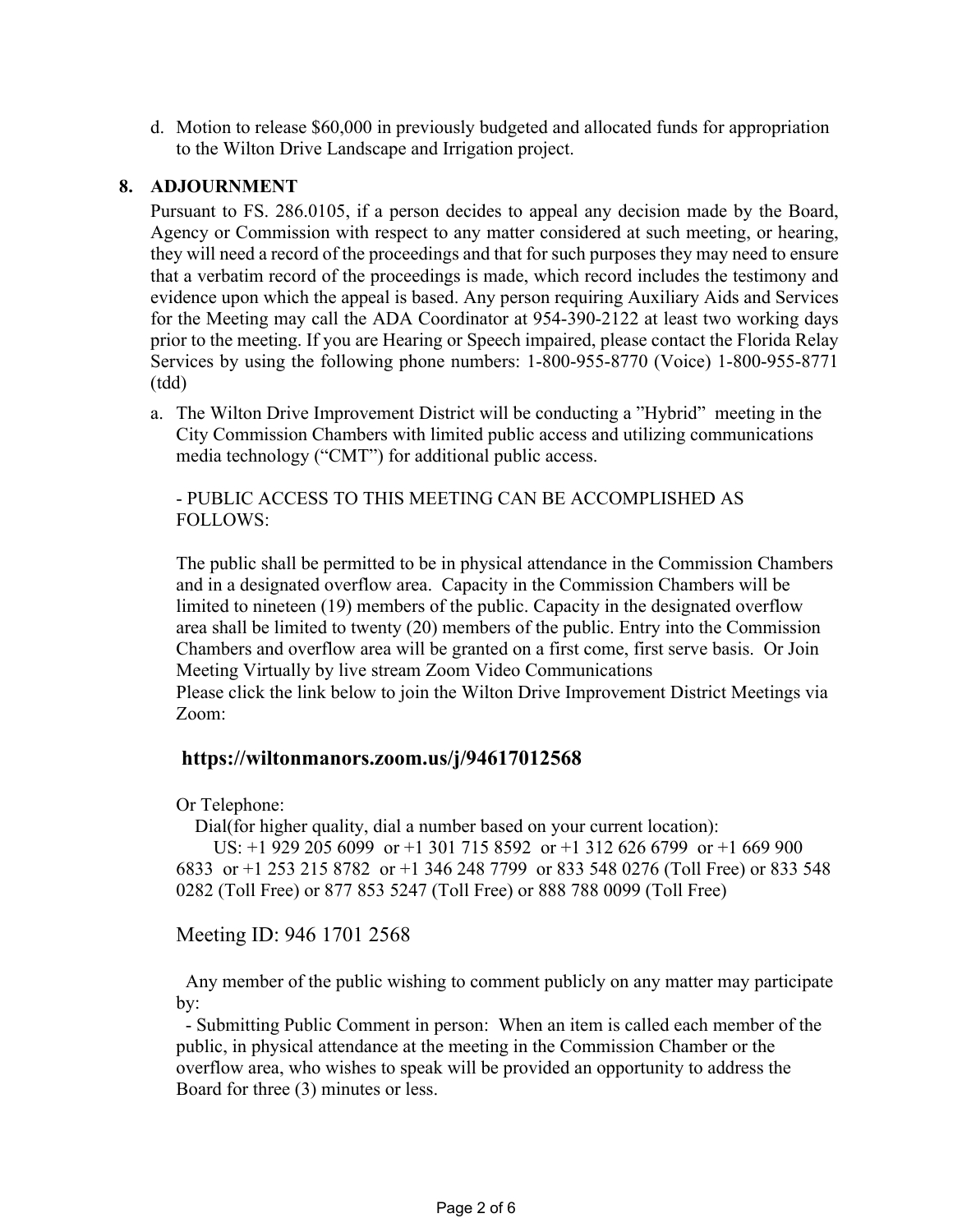d. Motion to release $60,000 in previously budgeted and allocated funds for appropriation to the Wilton Drive Landscape and Irrigation project.

## 8. ADJOURNMENT

Pursuant to FS. 286.0105, if a person decides to appeal any decision made by the Board, Agency or Commission with respect to any matter considered at such meeting, or hearing, they will need a record of the proceedings and that for such purposes they may need to ensure that a verbatim record of the proceedings is made, which record includes the testimony and evidence upon which the appeal is based. Any person requiring Auxiliary Aids and Services for the Meeting may call the ADA Coordinator at 954-390-2122 at least two working days prior to the meeting. If you are Hearing or Speech impaired, please contact the Florida Relay Services by using the following phone numbers: 1-800-955-8770 (Voice) 1-800-955-8771 (tdd)

a. The Wilton Drive Improvement District will be conducting a "Hybrid" meeting in the City Commission Chambers with limited public access and utilizing communications media technology ("CMT") for additional public access.

   - PUBLIC ACCESS TO THIS MEETING CAN BE ACCOMPLISHED AS FOLLOWS:

   The public shall be permitted to be in physical attendance in the Commission Chambers and in a designated overflow area. Capacity in the Commission Chambers will be limited to nineteen (19) members of the public. Capacity in the designated overflow area shall be limited to twenty (20) members of the public. Entry into the Commission Chambers and overflow area will be granted on a first come, first serve basis. Or Join Meeting Virtually by live stream Zoom Video Communications
   Please click the link below to join the Wilton Drive Improvement District Meetings via Zoom:

   **https://wiltonmanors.zoom.us/j/94617012568**

   Or Telephone:
   Dial(for higher quality, dial a number based on your current location):
   US: +1 929 205 6099 or +1 301 715 8592 or +1 312 626 6799 or +1 669 900 6833 or +1 253 215 8782 or +1 346 248 7799 or 833 548 0276 (Toll Free) or 833 548 0282 (Toll Free) or 877 853 5247 (Toll Free) or 888 788 0099 (Toll Free)

   Meeting ID: 946 1701 2568

   Any member of the public wishing to comment publicly on any matter may participate by:
   - Submitting Public Comment in person: When an item is called each member of the public, in physical attendance at the meeting in the Commission Chamber or the overflow area, who wishes to speak will be provided an opportunity to address the Board for three (3) minutes or less.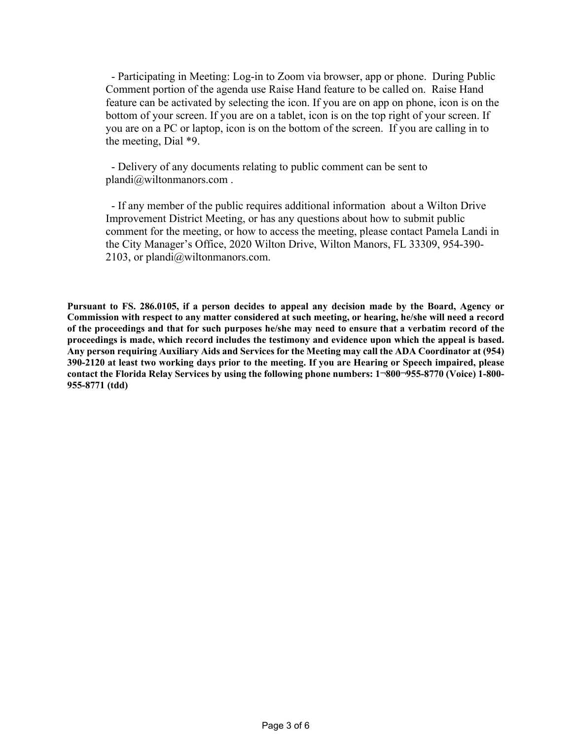- Participating in Meeting: Log-in to Zoom via browser, app or phone. During Public Comment portion of the agenda use Raise Hand feature to be called on. Raise Hand feature can be activated by selecting the icon. If you are on app on phone, icon is on the bottom of your screen. If you are on a tablet, icon is on the top right of your screen. If you are on a PC or laptop, icon is on the bottom of the screen. If you are calling in to the meeting, Dial *9.

- Delivery of any documents relating to public comment can be sent to plandi@wiltonmanors.com .

- If any member of the public requires additional information about a Wilton Drive Improvement District Meeting, or has any questions about how to submit public comment for the meeting, or how to access the meeting, please contact Pamela Landi in the City Manager's Office, 2020 Wilton Drive, Wilton Manors, FL 33309, 954-390-2103, or plandi@wiltonmanors.com.

**Pursuant to FS. 286.0105, if a person decides to appeal any decision made by the Board, Agency or Commission with respect to any matter considered at such meeting, or hearing, he/she will need a record of the proceedings and that for such purposes he/she may need to ensure that a verbatim record of the proceedings is made, which record includes the testimony and evidence upon which the appeal is based. Any person requiring Auxiliary Aids and Services for the Meeting may call the ADA Coordinator at (954) 390-2120 at least two working days prior to the meeting. If you are Hearing or Speech impaired, please contact the Florida Relay Services by using the following phone numbers: 1¬800¬955-8770 (Voice) 1-800-955-8771 (tdd)**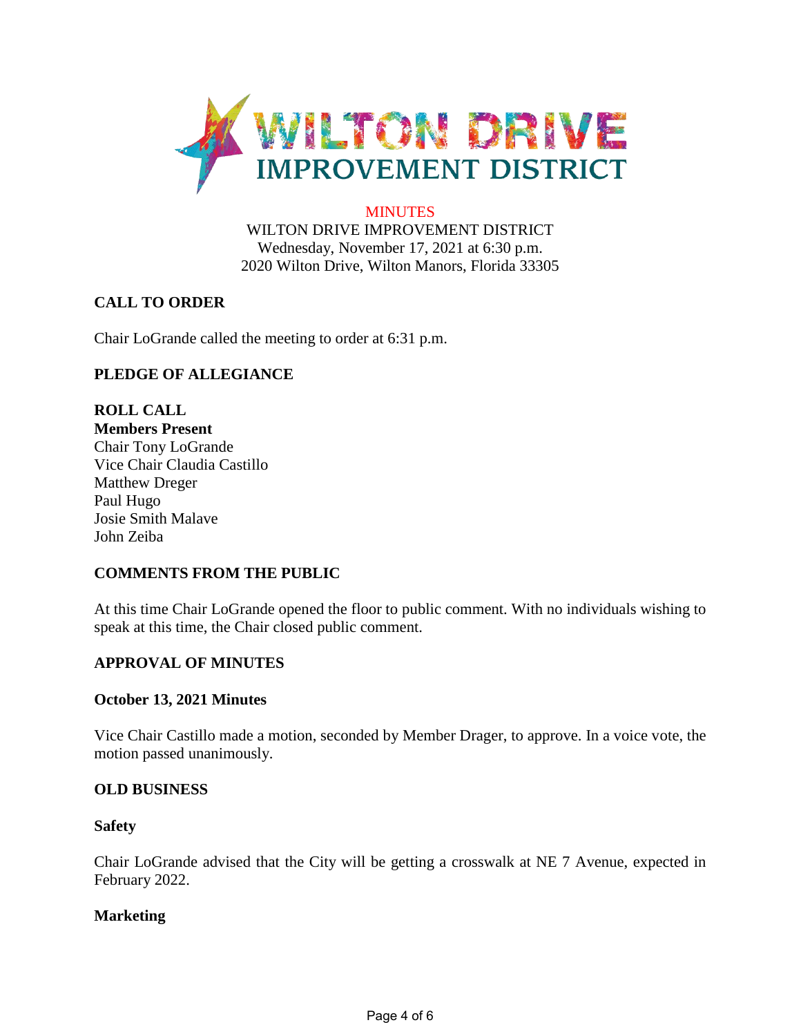MINUTES
WILTON DRIVE IMPROVEMENT DISTRICT
Wednesday, November 17, 2021 at 6:30 p.m.
2020 Wilton Drive, Wilton Manors, Florida 33305

## CALL TO ORDER

Chair LoGrande called the meeting to order at 6:31 p.m.

## PLEDGE OF ALLEGIANCE

## ROLL CALL

**Members Present**
Chair Tony LoGrande
Vice Chair Claudia Castillo
Matthew Dreger
Paul Hugo
Josie Smith Malave
John Zeiba

## COMMENTS FROM THE PUBLIC

At this time Chair LoGrande opened the floor to public comment. With no individuals wishing to speak at this time, the Chair closed public comment.

## APPROVAL OF MINUTES

### October 13, 2021 Minutes

Vice Chair Castillo made a motion, seconded by Member Drager, to approve. In a voice vote, the motion passed unanimously.

## OLD BUSINESS

### Safety

Chair LoGrande advised that the City will be getting a crosswalk at NE 7 Avenue, expected in February 2022.

### Marketing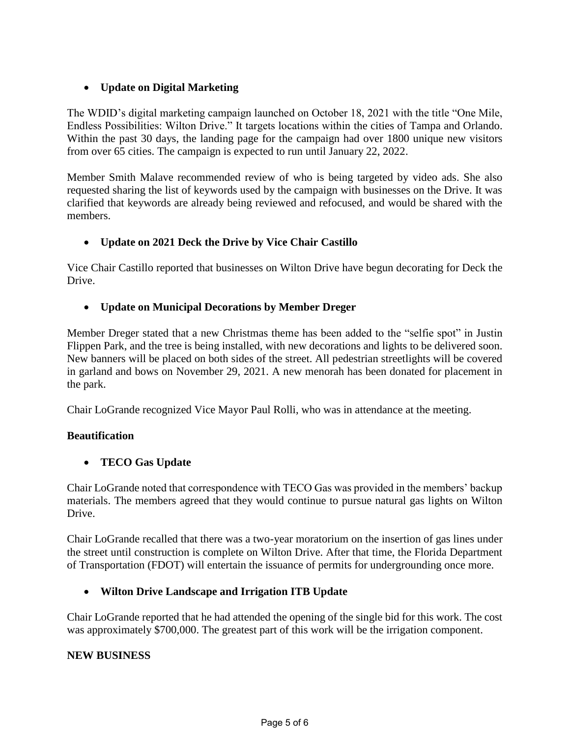- **Update on Digital Marketing**

The WDID's digital marketing campaign launched on October 18, 2021 with the title "One Mile, Endless Possibilities: Wilton Drive." It targets locations within the cities of Tampa and Orlando. Within the past 30 days, the landing page for the campaign had over 1800 unique new visitors from over 65 cities. The campaign is expected to run until January 22, 2022.

Member Smith Malave recommended review of who is being targeted by video ads. She also requested sharing the list of keywords used by the campaign with businesses on the Drive. It was clarified that keywords are already being reviewed and refocused, and would be shared with the members.

- **Update on 2021 Deck the Drive by Vice Chair Castillo**

Vice Chair Castillo reported that businesses on Wilton Drive have begun decorating for Deck the Drive.

- **Update on Municipal Decorations by Member Dreger**

Member Dreger stated that a new Christmas theme has been added to the "selfie spot" in Justin Flippen Park, and the tree is being installed, with new decorations and lights to be delivered soon. New banners will be placed on both sides of the street. All pedestrian streetlights will be covered in garland and bows on November 29, 2021. A new menorah has been donated for placement in the park.

Chair LoGrande recognized Vice Mayor Paul Rolli, who was in attendance at the meeting.

**Beautification**

- **TECO Gas Update**

Chair LoGrande noted that correspondence with TECO Gas was provided in the members' backup materials. The members agreed that they would continue to pursue natural gas lights on Wilton Drive.

Chair LoGrande recalled that there was a two-year moratorium on the insertion of gas lines under the street until construction is complete on Wilton Drive. After that time, the Florida Department of Transportation (FDOT) will entertain the issuance of permits for undergrounding once more.

- **Wilton Drive Landscape and Irrigation ITB Update**

Chair LoGrande reported that he had attended the opening of the single bid for this work. The cost was approximately $700,000. The greatest part of this work will be the irrigation component.

**NEW BUSINESS**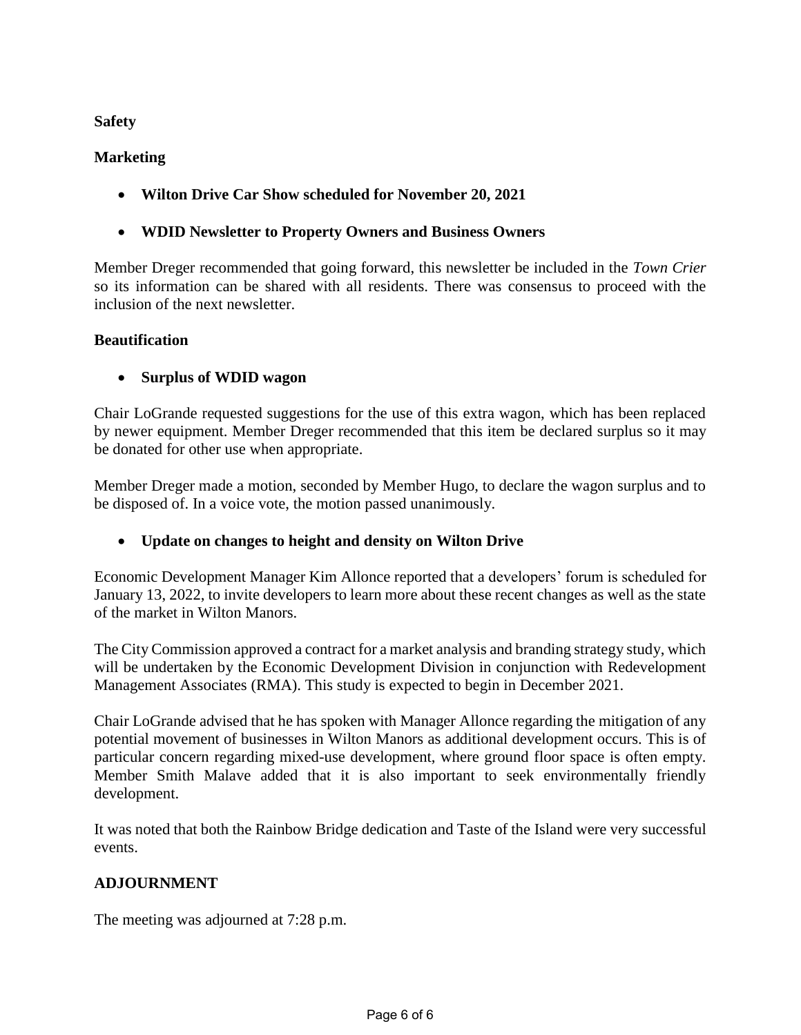**Safety**

**Marketing**

- **Wilton Drive Car Show scheduled for November 20, 2021**

- **WDID Newsletter to Property Owners and Business Owners**

Member Dreger recommended that going forward, this newsletter be included in the *Town Crier* so its information can be shared with all residents. There was consensus to proceed with the inclusion of the next newsletter.

**Beautification**

- **Surplus of WDID wagon**

Chair LoGrande requested suggestions for the use of this extra wagon, which has been replaced by newer equipment. Member Dreger recommended that this item be declared surplus so it may be donated for other use when appropriate.

Member Dreger made a motion, seconded by Member Hugo, to declare the wagon surplus and to be disposed of. In a voice vote, the motion passed unanimously.

- **Update on changes to height and density on Wilton Drive**

Economic Development Manager Kim Allonce reported that a developers' forum is scheduled for January 13, 2022, to invite developers to learn more about these recent changes as well as the state of the market in Wilton Manors.

The City Commission approved a contract for a market analysis and branding strategy study, which will be undertaken by the Economic Development Division in conjunction with Redevelopment Management Associates (RMA). This study is expected to begin in December 2021.

Chair LoGrande advised that he has spoken with Manager Allonce regarding the mitigation of any potential movement of businesses in Wilton Manors as additional development occurs. This is of particular concern regarding mixed-use development, where ground floor space is often empty. Member Smith Malave added that it is also important to seek environmentally friendly development.

It was noted that both the Rainbow Bridge dedication and Taste of the Island were very successful events.

**ADJOURNMENT**

The meeting was adjourned at 7:28 p.m.